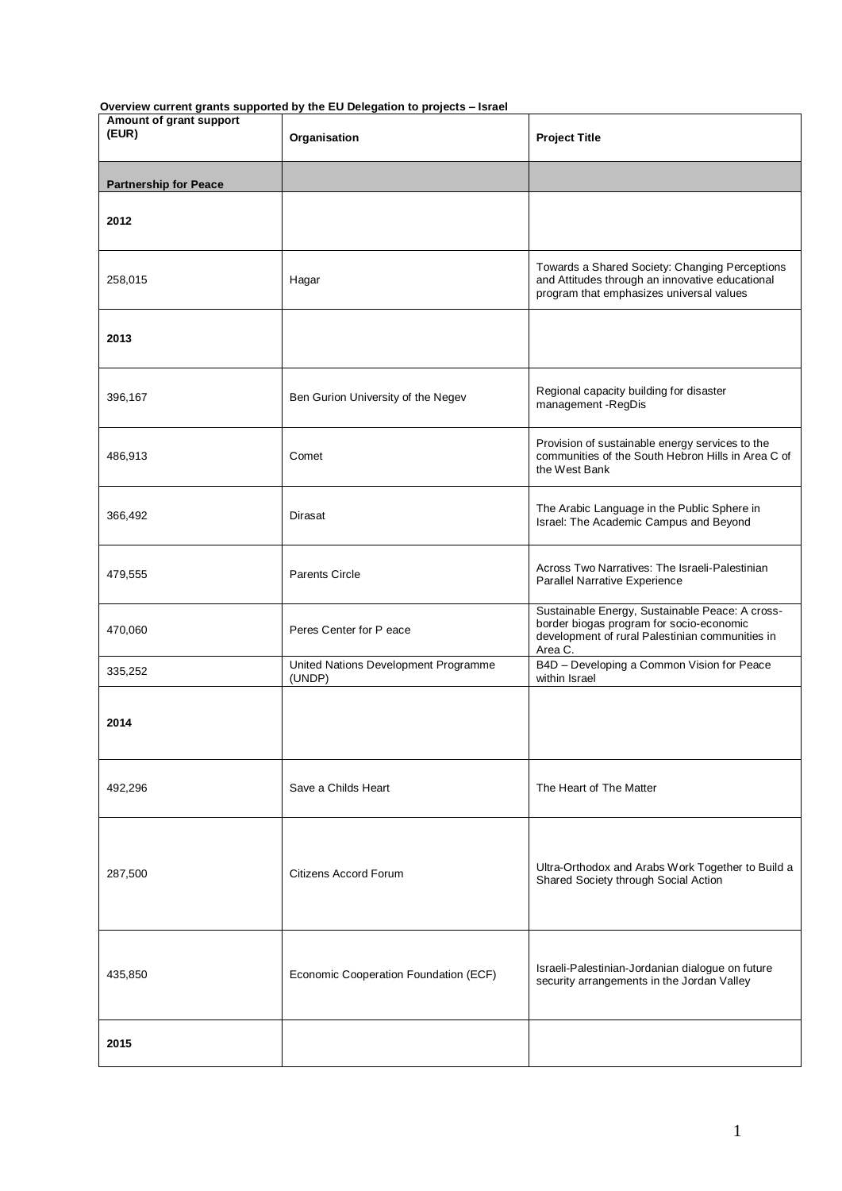**Overview current grants supported by the EU Delegation to projects – Israel**

| Amount of grant support (EUR) | Organisation | Project Title |
|---|---|---|
| **Partnership for Peace** | | |
| **2012** | | |
| 258,015 | Hagar | Towards a Shared Society: Changing Perceptions and Attitudes through an innovative educational program that emphasizes universal values |
| **2013** | | |
| 396,167 | Ben Gurion University of the Negev | Regional capacity building for disaster management -RegDis |
| 486,913 | Comet | Provision of sustainable energy services to the communities of the South Hebron Hills in Area C of the West Bank |
| 366,492 | Dirasat | The Arabic Language in the Public Sphere in Israel: The Academic Campus and Beyond |
| 479,555 | Parents Circle | Across Two Narratives: The Israeli-Palestinian Parallel Narrative Experience |
| 470,060 | Peres Center for P eace | Sustainable Energy, Sustainable Peace: A cross-border biogas program for socio-economic development of rural Palestinian communities in Area C. |
| 335,252 | United Nations Development Programme (UNDP) | B4D – Developing a Common Vision for Peace within Israel |
| **2014** | | |
| 492,296 | Save a Childs Heart | The Heart of The Matter |
| 287,500 | Citizens Accord Forum | Ultra-Orthodox and Arabs Work Together to Build a Shared Society through Social Action |
| 435,850 | Economic Cooperation Foundation (ECF) | Israeli-Palestinian-Jordanian dialogue on future security arrangements in the Jordan Valley |
| **2015** | | |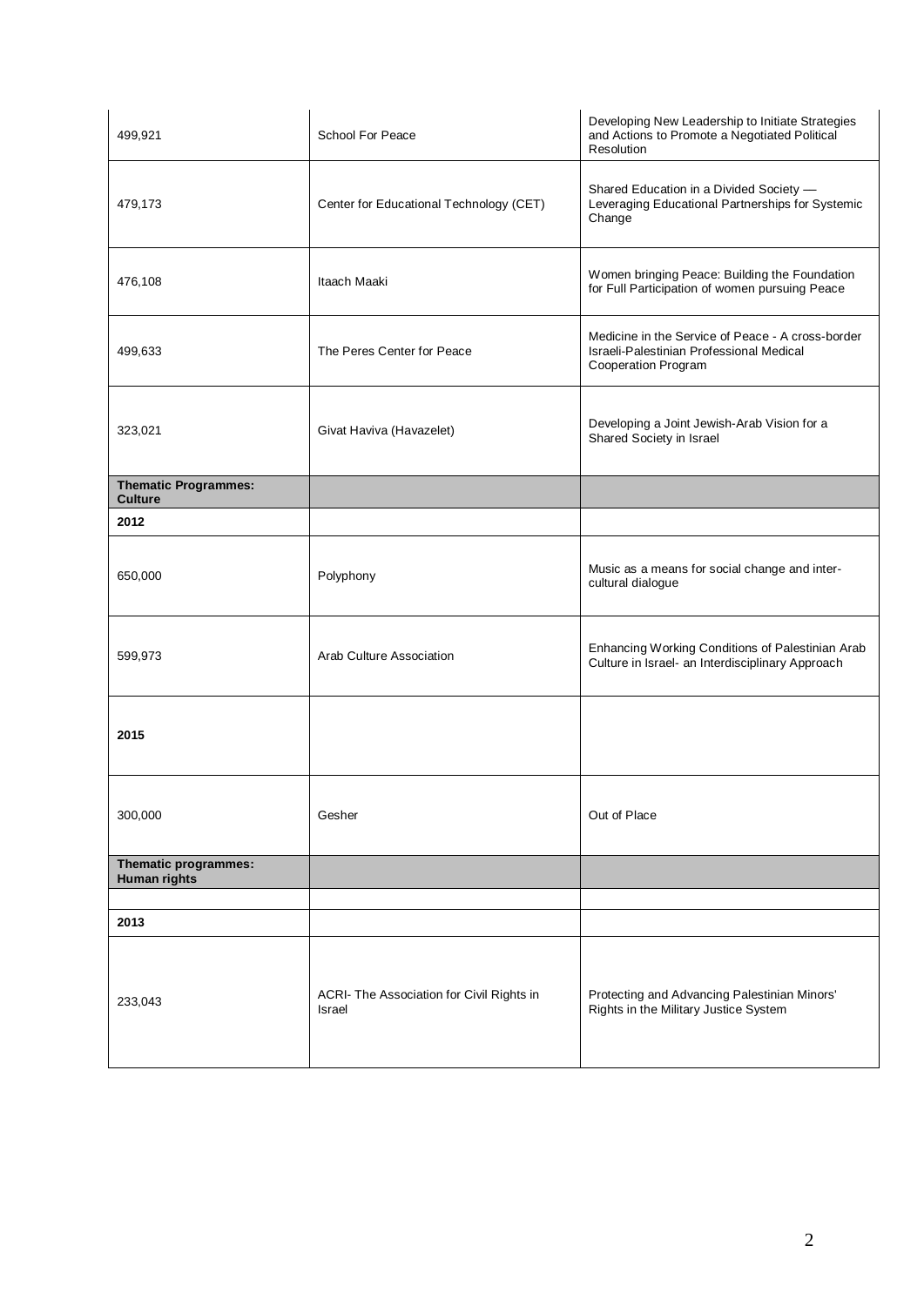| | | |
|---|---|---|
| 499,921 | School For Peace | Developing New Leadership to Initiate Strategies and Actions to Promote a Negotiated Political Resolution |
| 479,173 | Center for Educational Technology (CET) | Shared Education in a Divided Society — Leveraging Educational Partnerships for Systemic Change |
| 476,108 | Itaach Maaki | Women bringing Peace: Building the Foundation for Full Participation of women pursuing Peace |
| 499,633 | The Peres Center for Peace | Medicine in the Service of Peace - A cross-border Israeli-Palestinian Professional Medical Cooperation Program |
| 323,021 | Givat Haviva (Havazelet) | Developing a Joint Jewish-Arab Vision for a Shared Society in Israel |
| **Thematic Programmes: Culture** | | |
| **2012** | | |
| 650,000 | Polyphony | Music as a means for social change and inter-cultural dialogue |
| 599,973 | Arab Culture Association | Enhancing Working Conditions of Palestinian Arab Culture in Israel- an Interdisciplinary Approach |
| **2015** | | |
| 300,000 | Gesher | Out of Place |
| **Thematic programmes: Human rights** | | |
| | | |
| **2013** | | |
| 233,043 | ACRI- The Association for Civil Rights in Israel | Protecting and Advancing Palestinian Minors' Rights in the Military Justice System |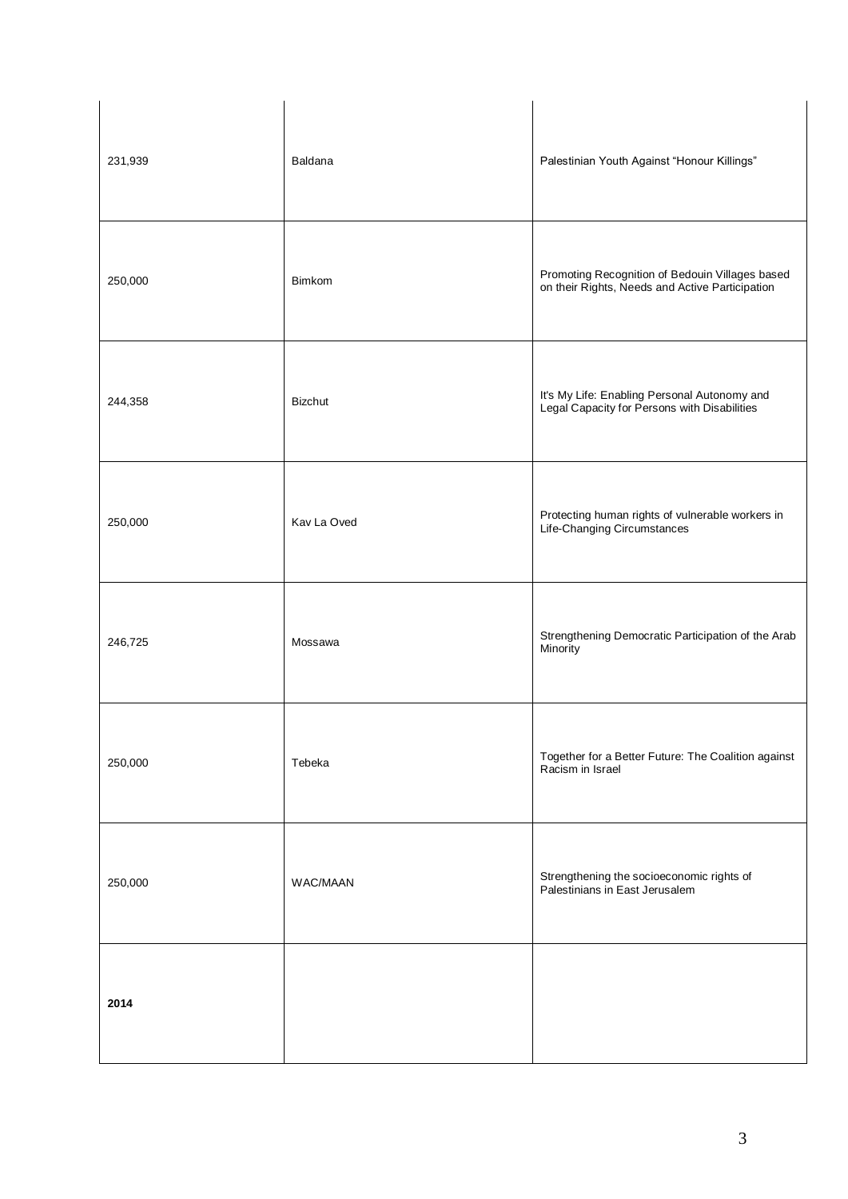| | | |
|---|---|---|
| 231,939 | Baldana | Palestinian Youth Against "Honour Killings" |
| 250,000 | Bimkom | Promoting Recognition of Bedouin Villages based on their Rights, Needs and Active Participation |
| 244,358 | Bizchut | It's My Life: Enabling Personal Autonomy and Legal Capacity for Persons with Disabilities |
| 250,000 | Kav La Oved | Protecting human rights of vulnerable workers in Life-Changing Circumstances |
| 246,725 | Mossawa | Strengthening Democratic Participation of the Arab Minority |
| 250,000 | Tebeka | Together for a Better Future: The Coalition against Racism in Israel |
| 250,000 | WAC/MAAN | Strengthening the socioeconomic rights of Palestinians in East Jerusalem |
| **2014** | | |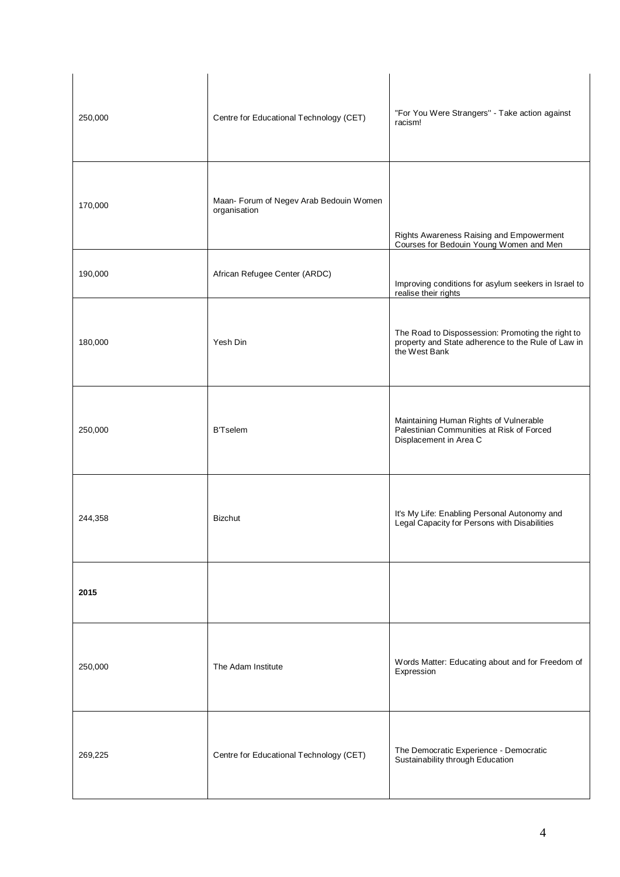| | | |
|---|---|---|
| 250,000 | Centre for Educational Technology (CET) | "For You Were Strangers" - Take action against racism! |
| 170,000 | Maan- Forum of Negev Arab Bedouin Women organisation | Rights Awareness Raising and Empowerment Courses for Bedouin Young Women and Men |
| 190,000 | African Refugee Center (ARDC) | Improving conditions for asylum seekers in Israel to realise their rights |
| 180,000 | Yesh Din | The Road to Dispossession: Promoting the right to property and State adherence to the Rule of Law in the West Bank |
| 250,000 | B'Tselem | Maintaining Human Rights of Vulnerable Palestinian Communities at Risk of Forced Displacement in Area C |
| 244,358 | Bizchut | It's My Life: Enabling Personal Autonomy and Legal Capacity for Persons with Disabilities |
| **2015** | | |
| 250,000 | The Adam Institute | Words Matter: Educating about and for Freedom of Expression |
| 269,225 | Centre for Educational Technology (CET) | The Democratic Experience - Democratic Sustainability through Education |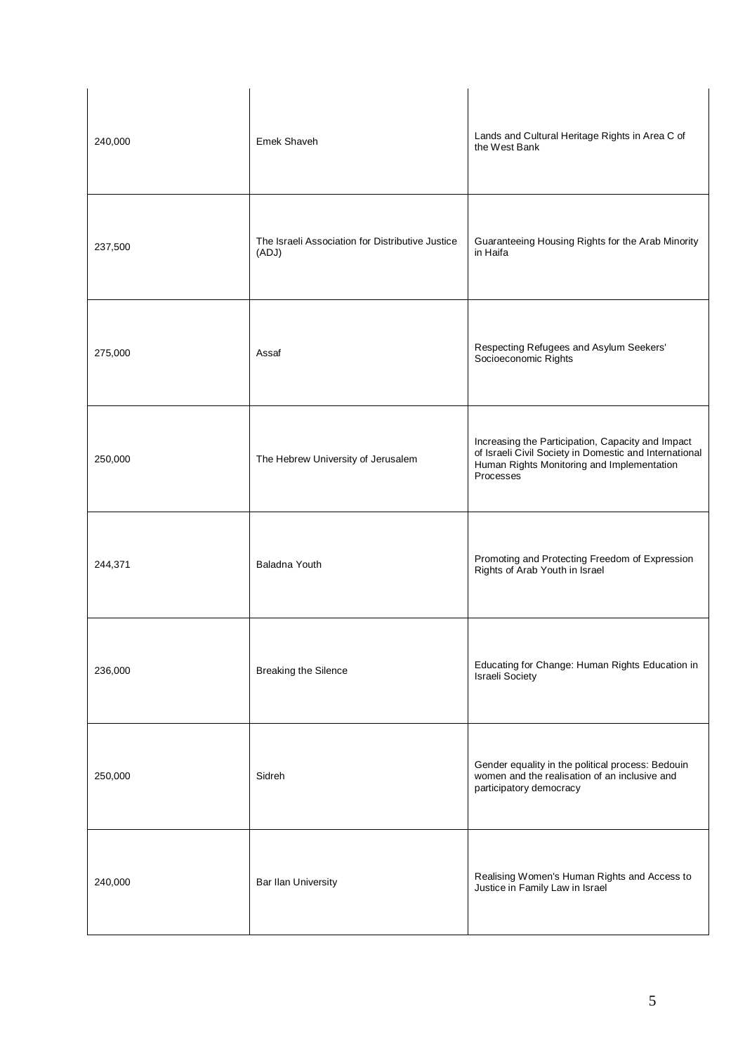| | | |
|---|---|---|
| 240,000 | Emek Shaveh | Lands and Cultural Heritage Rights in Area C of the West Bank |
| 237,500 | The Israeli Association for Distributive Justice (ADJ) | Guaranteeing Housing Rights for the Arab Minority in Haifa |
| 275,000 | Assaf | Respecting Refugees and Asylum Seekers' Socioeconomic Rights |
| 250,000 | The Hebrew University of Jerusalem | Increasing the Participation, Capacity and Impact of Israeli Civil Society in Domestic and International Human Rights Monitoring and Implementation Processes |
| 244,371 | Baladna Youth | Promoting and Protecting Freedom of Expression Rights of Arab Youth in Israel |
| 236,000 | Breaking the Silence | Educating for Change: Human Rights Education in Israeli Society |
| 250,000 | Sidreh | Gender equality in the political process: Bedouin women and the realisation of an inclusive and participatory democracy |
| 240,000 | Bar Ilan University | Realising Women's Human Rights and Access to Justice in Family Law in Israel |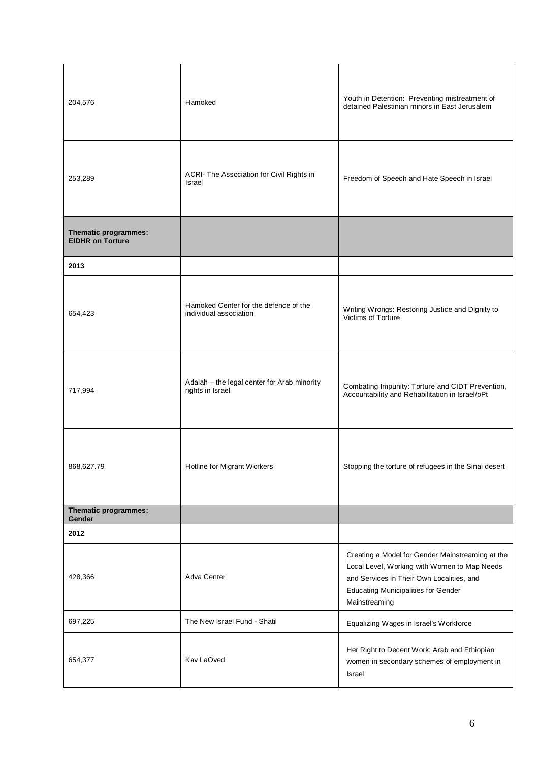| | | |
|---|---|---|
| 204,576 | Hamoked | Youth in Detention: Preventing mistreatment of detained Palestinian minors in East Jerusalem |
| 253,289 | ACRI- The Association for Civil Rights in Israel | Freedom of Speech and Hate Speech in Israel |
| **Thematic programmes: EIDHR on Torture** | | |
| **2013** | | |
| 654,423 | Hamoked Center for the defence of the individual association | Writing Wrongs: Restoring Justice and Dignity to Victims of Torture |
| 717,994 | Adalah – the legal center for Arab minority rights in Israel | Combating Impunity: Torture and CIDT Prevention, Accountability and Rehabilitation in Israel/oPt |
| 868,627.79 | Hotline for Migrant Workers | Stopping the torture of refugees in the Sinai desert |
| **Thematic programmes: Gender** | | |
| **2012** | | |
| 428,366 | Adva Center | Creating a Model for Gender Mainstreaming at the Local Level, Working with Women to Map Needs and Services in Their Own Localities, and Educating Municipalities for Gender Mainstreaming |
| 697,225 | The New Israel Fund - Shatil | Equalizing Wages in Israel's Workforce |
| 654,377 | Kav LaOved | Her Right to Decent Work: Arab and Ethiopian women in secondary schemes of employment in Israel |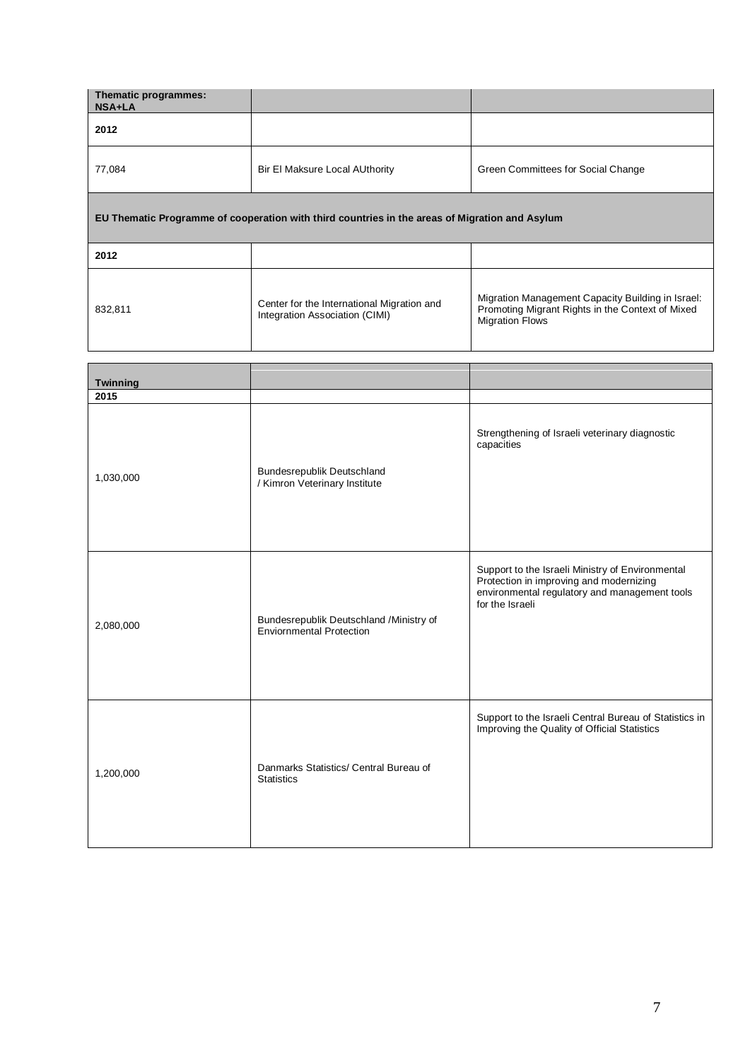| Thematic programmes: NSA+LA | | |
|---|---|---|
| **2012** | | |
| 77,084 | Bir El Maksure Local AUthority | Green Committees for Social Change |
| **EU Thematic Programme of cooperation with third countries in the areas of Migration and Asylum** | | |
| **2012** | | |
| 832,811 | Center for the International Migration and Integration Association (CIMI) | Migration Management Capacity Building in Israel: Promoting Migrant Rights in the Context of Mixed Migration Flows |

| Twinning | | |
|---|---|---|
| **2015** | | |
| 1,030,000 | Bundesrepublik Deutschland / Kimron Veterinary Institute | Strengthening of Israeli veterinary diagnostic capacities |
| 2,080,000 | Bundesrepublik Deutschland /Ministry of Enviornmental Protection | Support to the Israeli Ministry of Environmental Protection in improving and modernizing environmental regulatory and management tools for the Israeli |
| 1,200,000 | Danmarks Statistics/ Central Bureau of Statistics | Support to the Israeli Central Bureau of Statistics in Improving the Quality of Official Statistics |